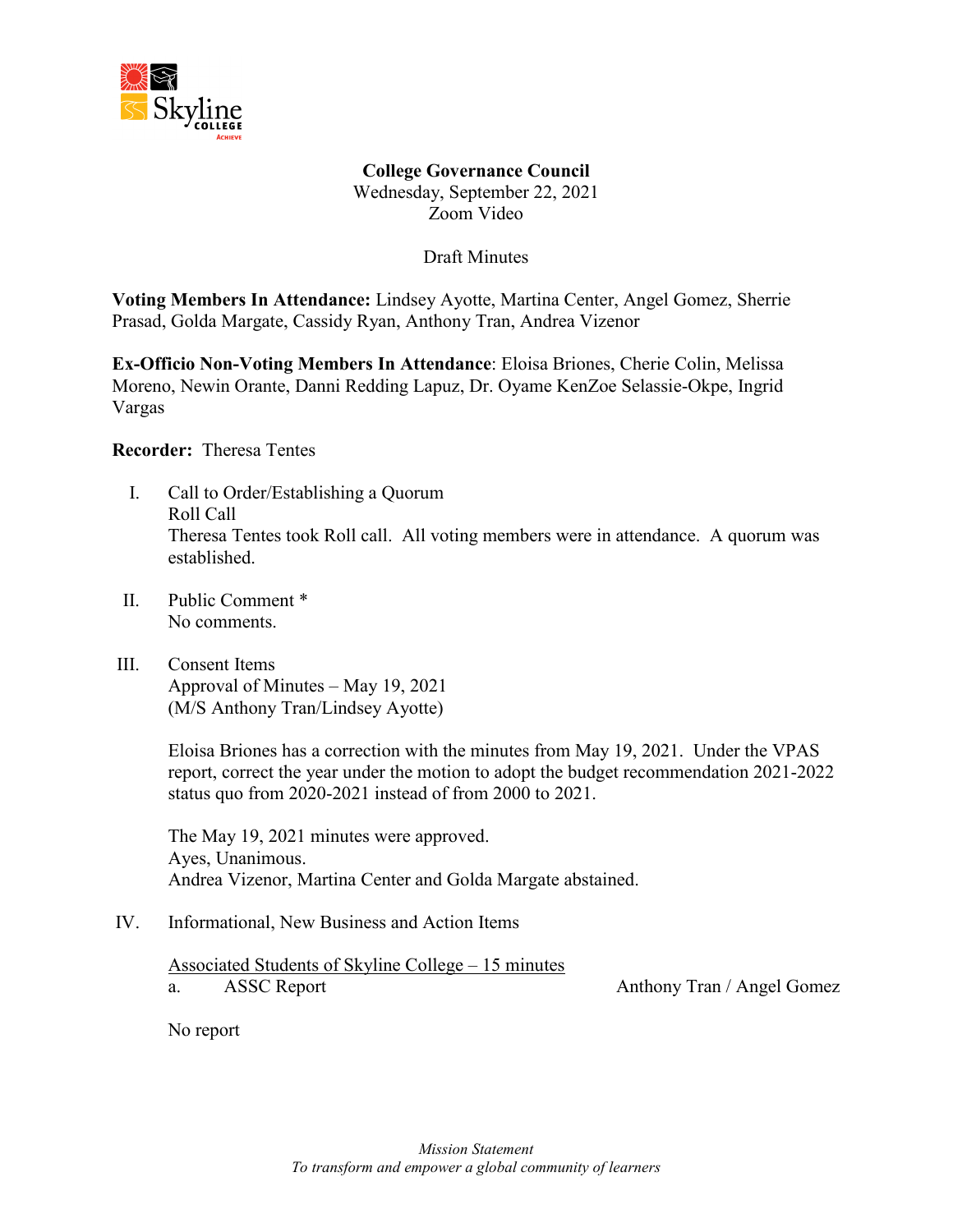**College Governance Council**
Wednesday, September 22, 2021
Zoom Video

Draft Minutes

**Voting Members In Attendance:** Lindsey Ayotte, Martina Center, Angel Gomez, Sherrie Prasad, Golda Margate, Cassidy Ryan, Anthony Tran, Andrea Vizenor

**Ex-Officio Non-Voting Members In Attendance**: Eloisa Briones, Cherie Colin, Melissa Moreno, Newin Orante, Danni Redding Lapuz, Dr. Oyame KenZoe Selassie-Okpe, Ingrid Vargas

**Recorder:** Theresa Tentes

I. Call to Order/Establishing a Quorum
Roll Call
Theresa Tentes took Roll call. All voting members were in attendance. A quorum was established.

II. Public Comment *
No comments.

III. Consent Items
Approval of Minutes – May 19, 2021
(M/S Anthony Tran/Lindsey Ayotte)

Eloisa Briones has a correction with the minutes from May 19, 2021. Under the VPAS report, correct the year under the motion to adopt the budget recommendation 2021-2022 status quo from 2020-2021 instead of from 2000 to 2021.

The May 19, 2021 minutes were approved.
Ayes, Unanimous.
Andrea Vizenor, Martina Center and Golda Margate abstained.

IV. Informational, New Business and Action Items

<u>Associated Students of Skyline College – 15 minutes</u>
a. ASSC Report — Anthony Tran / Angel Gomez

No report

*Mission Statement*
*To transform and empower a global community of learners*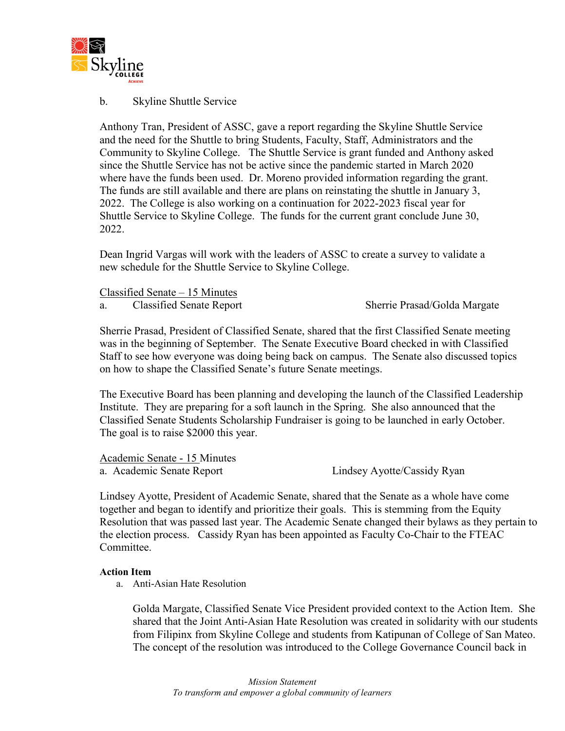b. Skyline Shuttle Service

Anthony Tran, President of ASSC, gave a report regarding the Skyline Shuttle Service and the need for the Shuttle to bring Students, Faculty, Staff, Administrators and the Community to Skyline College. The Shuttle Service is grant funded and Anthony asked since the Shuttle Service has not be active since the pandemic started in March 2020 where have the funds been used. Dr. Moreno provided information regarding the grant. The funds are still available and there are plans on reinstating the shuttle in January 3, 2022. The College is also working on a continuation for 2022-2023 fiscal year for Shuttle Service to Skyline College. The funds for the current grant conclude June 30, 2022.

Dean Ingrid Vargas will work with the leaders of ASSC to create a survey to validate a new schedule for the Shuttle Service to Skyline College.

Classified Senate – 15 Minutes

a. Classified Senate Report — Sherrie Prasad/Golda Margate

Sherrie Prasad, President of Classified Senate, shared that the first Classified Senate meeting was in the beginning of September. The Senate Executive Board checked in with Classified Staff to see how everyone was doing being back on campus. The Senate also discussed topics on how to shape the Classified Senate's future Senate meetings.

The Executive Board has been planning and developing the launch of the Classified Leadership Institute. They are preparing for a soft launch in the Spring. She also announced that the Classified Senate Students Scholarship Fundraiser is going to be launched in early October. The goal is to raise $2000 this year.

Academic Senate - 15 Minutes

a. Academic Senate Report — Lindsey Ayotte/Cassidy Ryan

Lindsey Ayotte, President of Academic Senate, shared that the Senate as a whole have come together and began to identify and prioritize their goals. This is stemming from the Equity Resolution that was passed last year. The Academic Senate changed their bylaws as they pertain to the election process. Cassidy Ryan has been appointed as Faculty Co-Chair to the FTEAC Committee.

**Action Item**

a. Anti-Asian Hate Resolution

Golda Margate, Classified Senate Vice President provided context to the Action Item. She shared that the Joint Anti-Asian Hate Resolution was created in solidarity with our students from Filipinx from Skyline College and students from Katipunan of College of San Mateo. The concept of the resolution was introduced to the College Governance Council back in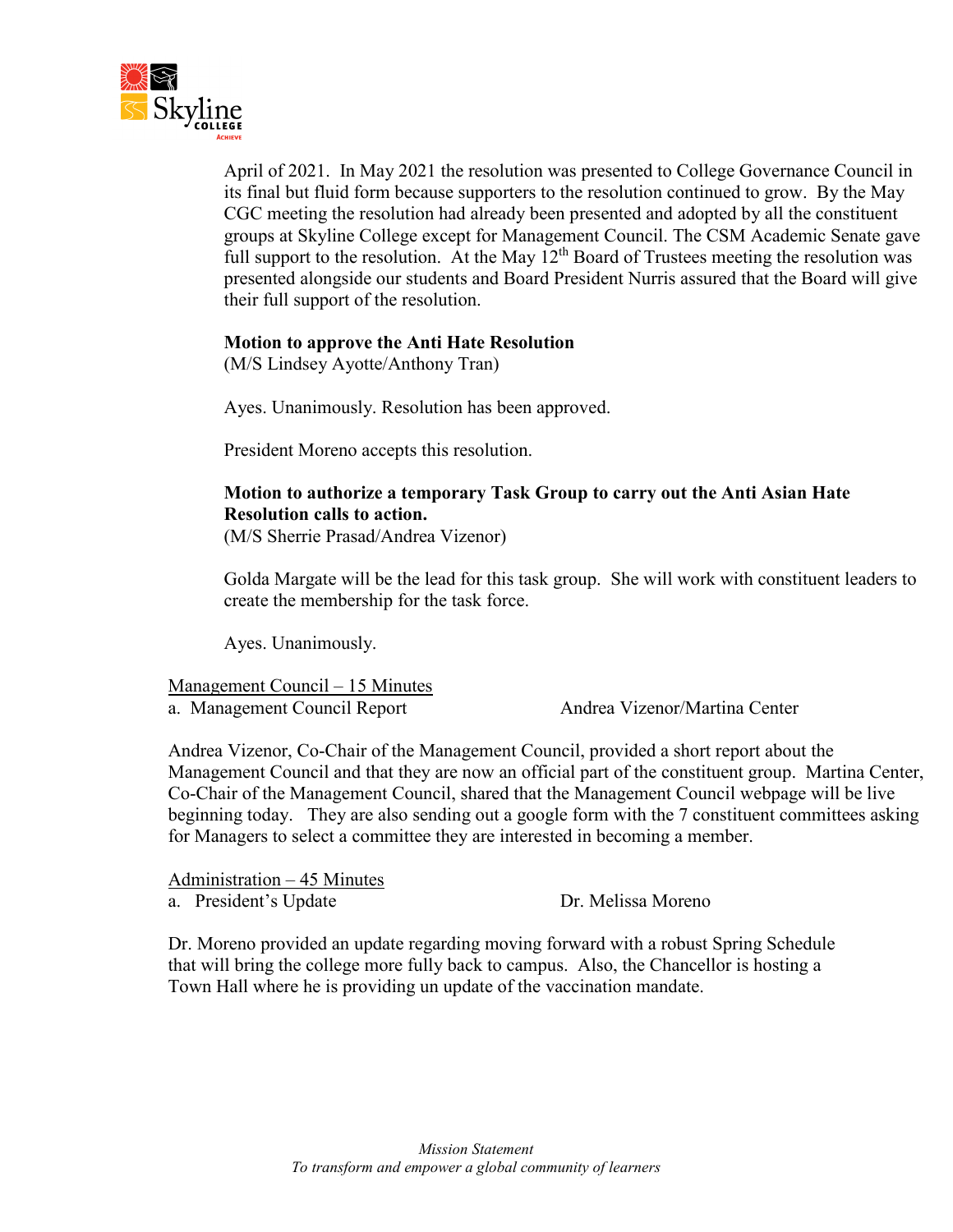April of 2021. In May 2021 the resolution was presented to College Governance Council in its final but fluid form because supporters to the resolution continued to grow. By the May CGC meeting the resolution had already been presented and adopted by all the constituent groups at Skyline College except for Management Council. The CSM Academic Senate gave full support to the resolution. At the May 12th Board of Trustees meeting the resolution was presented alongside our students and Board President Nurris assured that the Board will give their full support of the resolution.

**Motion to approve the Anti Hate Resolution**
(M/S Lindsey Ayotte/Anthony Tran)

Ayes. Unanimously. Resolution has been approved.

President Moreno accepts this resolution.

**Motion to authorize a temporary Task Group to carry out the Anti Asian Hate Resolution calls to action.**
(M/S Sherrie Prasad/Andrea Vizenor)

Golda Margate will be the lead for this task group. She will work with constituent leaders to create the membership for the task force.

Ayes. Unanimously.

Management Council – 15 Minutes

a. Management Council Report — Andrea Vizenor/Martina Center

Andrea Vizenor, Co-Chair of the Management Council, provided a short report about the Management Council and that they are now an official part of the constituent group. Martina Center, Co-Chair of the Management Council, shared that the Management Council webpage will be live beginning today. They are also sending out a google form with the 7 constituent committees asking for Managers to select a committee they are interested in becoming a member.

Administration – 45 Minutes

a. President's Update — Dr. Melissa Moreno

Dr. Moreno provided an update regarding moving forward with a robust Spring Schedule that will bring the college more fully back to campus. Also, the Chancellor is hosting a Town Hall where he is providing un update of the vaccination mandate.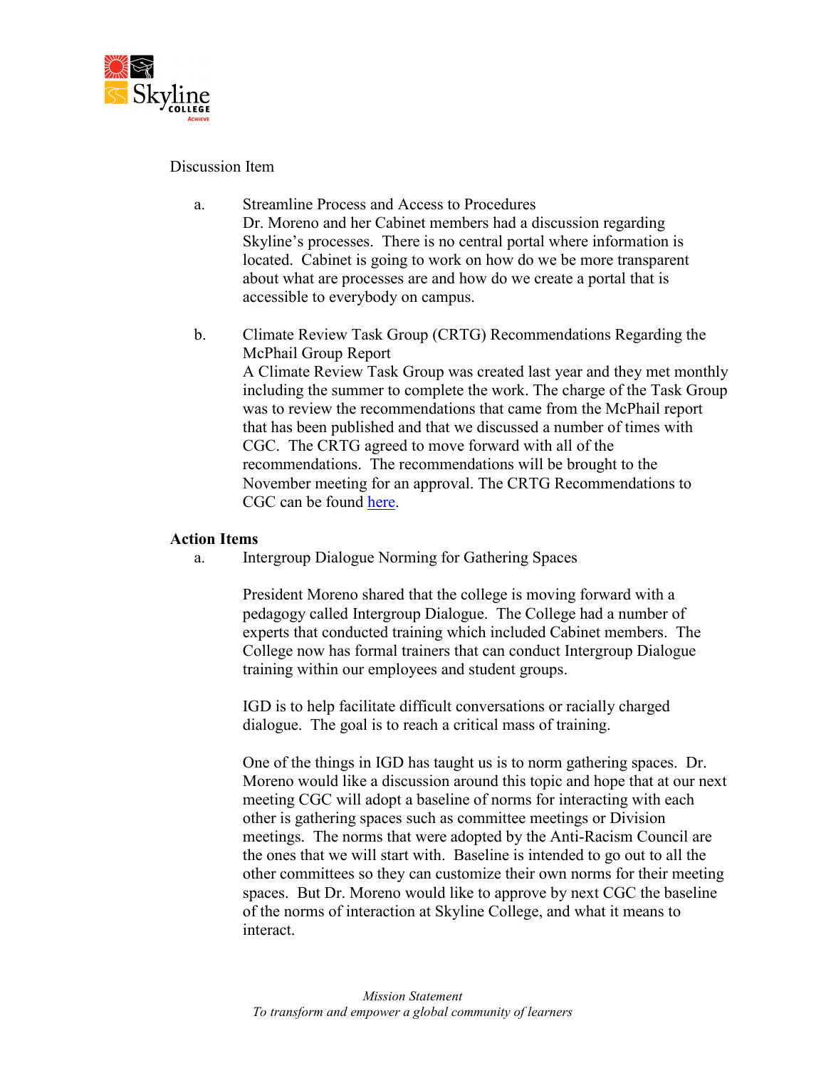Discussion Item

a. Streamline Process and Access to Procedures
Dr. Moreno and her Cabinet members had a discussion regarding Skyline's processes. There is no central portal where information is located. Cabinet is going to work on how do we be more transparent about what are processes are and how do we create a portal that is accessible to everybody on campus.

b. Climate Review Task Group (CRTG) Recommendations Regarding the McPhail Group Report
A Climate Review Task Group was created last year and they met monthly including the summer to complete the work. The charge of the Task Group was to review the recommendations that came from the McPhail report that has been published and that we discussed a number of times with CGC. The CRTG agreed to move forward with all of the recommendations. The recommendations will be brought to the November meeting for an approval. The CRTG Recommendations to CGC can be found here.

**Action Items**

a. Intergroup Dialogue Norming for Gathering Spaces

President Moreno shared that the college is moving forward with a pedagogy called Intergroup Dialogue. The College had a number of experts that conducted training which included Cabinet members. The College now has formal trainers that can conduct Intergroup Dialogue training within our employees and student groups.

IGD is to help facilitate difficult conversations or racially charged dialogue. The goal is to reach a critical mass of training.

One of the things in IGD has taught us is to norm gathering spaces. Dr. Moreno would like a discussion around this topic and hope that at our next meeting CGC will adopt a baseline of norms for interacting with each other is gathering spaces such as committee meetings or Division meetings. The norms that were adopted by the Anti-Racism Council are the ones that we will start with. Baseline is intended to go out to all the other committees so they can customize their own norms for their meeting spaces. But Dr. Moreno would like to approve by next CGC the baseline of the norms of interaction at Skyline College, and what it means to interact.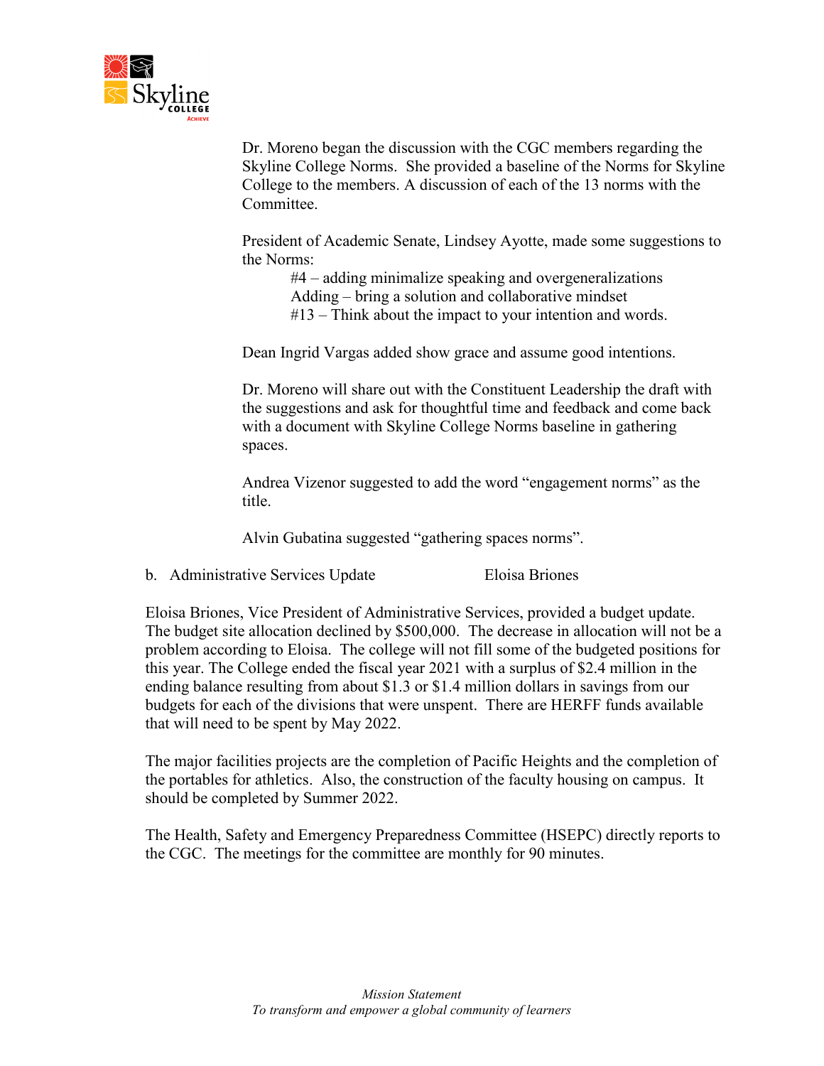Dr. Moreno began the discussion with the CGC members regarding the Skyline College Norms. She provided a baseline of the Norms for Skyline College to the members. A discussion of each of the 13 norms with the Committee.

President of Academic Senate, Lindsey Ayotte, made some suggestions to the Norms:

> #4 – adding minimalize speaking and overgeneralizations
> Adding – bring a solution and collaborative mindset
> #13 – Think about the impact to your intention and words.

Dean Ingrid Vargas added show grace and assume good intentions.

Dr. Moreno will share out with the Constituent Leadership the draft with the suggestions and ask for thoughtful time and feedback and come back with a document with Skyline College Norms baseline in gathering spaces.

Andrea Vizenor suggested to add the word "engagement norms" as the title.

Alvin Gubatina suggested "gathering spaces norms".

b. Administrative Services Update — Eloisa Briones

Eloisa Briones, Vice President of Administrative Services, provided a budget update. The budget site allocation declined by $500,000. The decrease in allocation will not be a problem according to Eloisa. The college will not fill some of the budgeted positions for this year. The College ended the fiscal year 2021 with a surplus of $2.4 million in the ending balance resulting from about $1.3 or $1.4 million dollars in savings from our budgets for each of the divisions that were unspent. There are HERFF funds available that will need to be spent by May 2022.

The major facilities projects are the completion of Pacific Heights and the completion of the portables for athletics. Also, the construction of the faculty housing on campus. It should be completed by Summer 2022.

The Health, Safety and Emergency Preparedness Committee (HSEPC) directly reports to the CGC. The meetings for the committee are monthly for 90 minutes.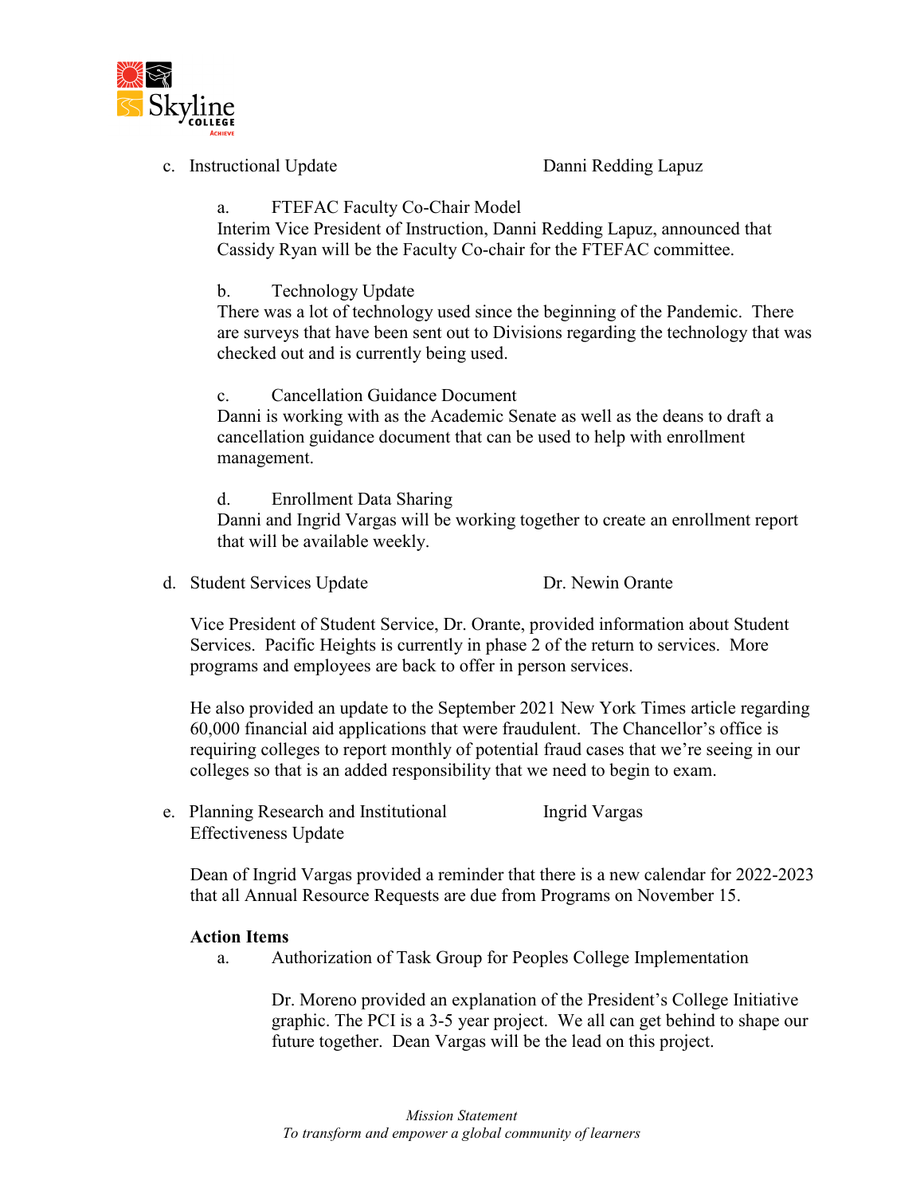c. Instructional Update — Danni Redding Lapuz

a. FTEFAC Faculty Co-Chair Model

Interim Vice President of Instruction, Danni Redding Lapuz, announced that Cassidy Ryan will be the Faculty Co-chair for the FTEFAC committee.

b. Technology Update

There was a lot of technology used since the beginning of the Pandemic. There are surveys that have been sent out to Divisions regarding the technology that was checked out and is currently being used.

c. Cancellation Guidance Document

Danni is working with as the Academic Senate as well as the deans to draft a cancellation guidance document that can be used to help with enrollment management.

d. Enrollment Data Sharing

Danni and Ingrid Vargas will be working together to create an enrollment report that will be available weekly.

d. Student Services Update — Dr. Newin Orante

Vice President of Student Service, Dr. Orante, provided information about Student Services. Pacific Heights is currently in phase 2 of the return to services. More programs and employees are back to offer in person services.

He also provided an update to the September 2021 New York Times article regarding 60,000 financial aid applications that were fraudulent. The Chancellor's office is requiring colleges to report monthly of potential fraud cases that we're seeing in our colleges so that is an added responsibility that we need to begin to exam.

e. Planning Research and Institutional Effectiveness Update — Ingrid Vargas

Dean of Ingrid Vargas provided a reminder that there is a new calendar for 2022-2023 that all Annual Resource Requests are due from Programs on November 15.

**Action Items**

a. Authorization of Task Group for Peoples College Implementation

Dr. Moreno provided an explanation of the President's College Initiative graphic. The PCI is a 3-5 year project. We all can get behind to shape our future together. Dean Vargas will be the lead on this project.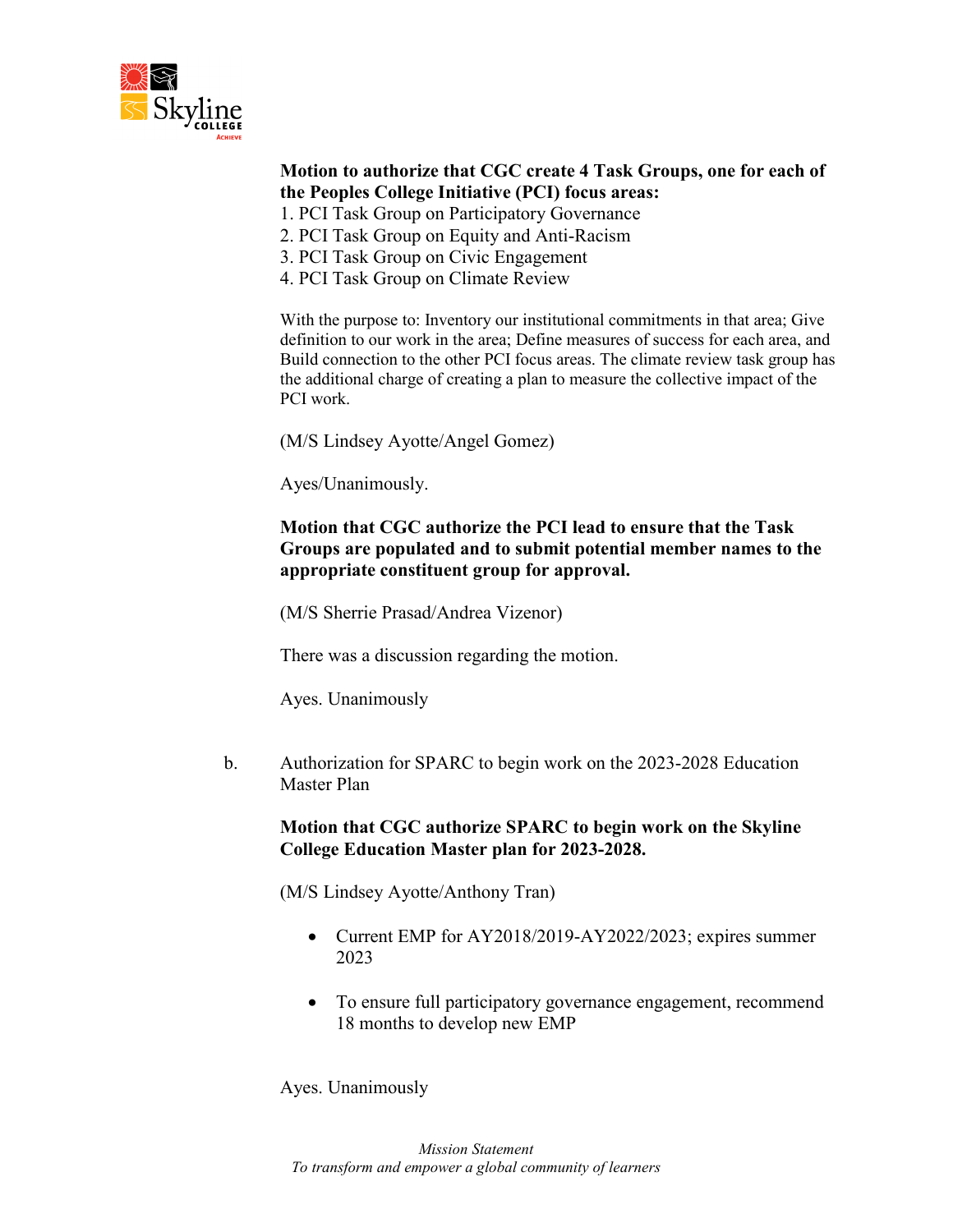**Motion to authorize that CGC create 4 Task Groups, one for each of the Peoples College Initiative (PCI) focus areas:**

1. PCI Task Group on Participatory Governance
2. PCI Task Group on Equity and Anti-Racism
3. PCI Task Group on Civic Engagement
4. PCI Task Group on Climate Review

With the purpose to: Inventory our institutional commitments in that area; Give definition to our work in the area; Define measures of success for each area, and Build connection to the other PCI focus areas. The climate review task group has the additional charge of creating a plan to measure the collective impact of the PCI work.

(M/S Lindsey Ayotte/Angel Gomez)

Ayes/Unanimously.

**Motion that CGC authorize the PCI lead to ensure that the Task Groups are populated and to submit potential member names to the appropriate constituent group for approval.**

(M/S Sherrie Prasad/Andrea Vizenor)

There was a discussion regarding the motion.

Ayes. Unanimously

b. Authorization for SPARC to begin work on the 2023-2028 Education Master Plan

**Motion that CGC authorize SPARC to begin work on the Skyline College Education Master plan for 2023-2028.**

(M/S Lindsey Ayotte/Anthony Tran)

- Current EMP for AY2018/2019-AY2022/2023; expires summer 2023
- To ensure full participatory governance engagement, recommend 18 months to develop new EMP

Ayes. Unanimously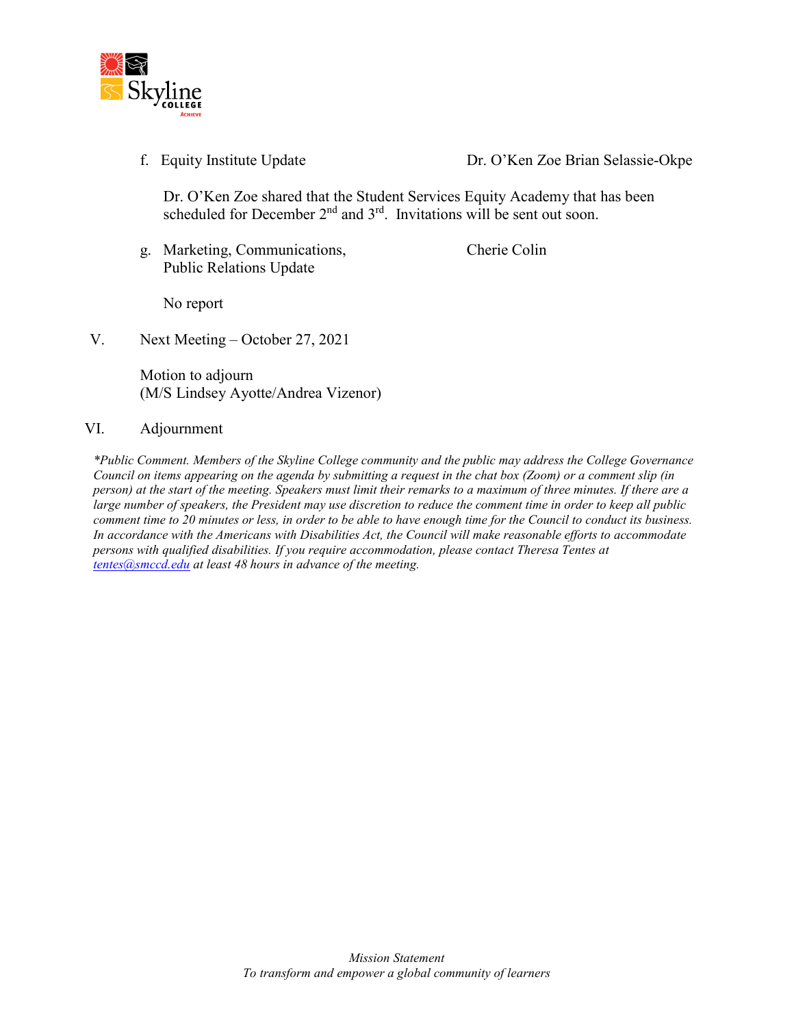f. Equity Institute Update — Dr. O'Ken Zoe Brian Selassie-Okpe

Dr. O'Ken Zoe shared that the Student Services Equity Academy that has been scheduled for December 2nd and 3rd. Invitations will be sent out soon.

g. Marketing, Communications, Public Relations Update — Cherie Colin

No report

V. Next Meeting – October 27, 2021

Motion to adjourn
(M/S Lindsey Ayotte/Andrea Vizenor)

VI. Adjournment

**Public Comment. Members of the Skyline College community and the public may address the College Governance Council on items appearing on the agenda by submitting a request in the chat box (Zoom) or a comment slip (in person) at the start of the meeting. Speakers must limit their remarks to a maximum of three minutes. If there are a large number of speakers, the President may use discretion to reduce the comment time in order to keep all public comment time to 20 minutes or less, in order to be able to have enough time for the Council to conduct its business. In accordance with the Americans with Disabilities Act, the Council will make reasonable efforts to accommodate persons with qualified disabilities. If you require accommodation, please contact Theresa Tentes at tentes@smccd.edu at least 48 hours in advance of the meeting.*

*Mission Statement*
*To transform and empower a global community of learners*